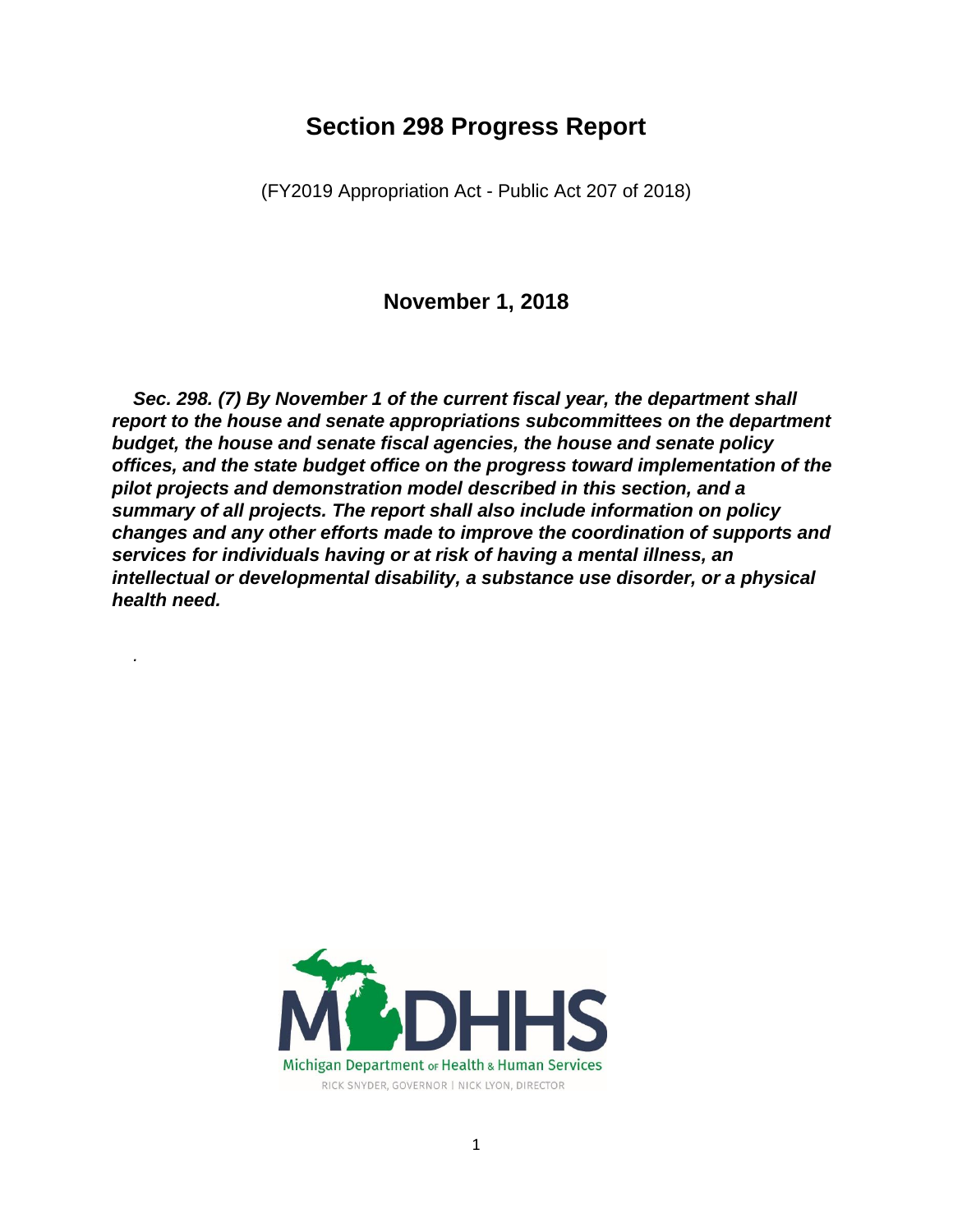# Section 298 Progress Report

(FY2019 Appropriation Act - Public Act 207 of 2018)

## November 1, 2018

***Sec. 298. (7) By November 1 of the current fiscal year, the department shall report to the house and senate appropriations subcommittees on the department budget, the house and senate fiscal agencies, the house and senate policy offices, and the state budget office on the progress toward implementation of the pilot projects and demonstration model described in this section, and a summary of all projects. The report shall also include information on policy changes and any other efforts made to improve the coordination of supports and services for individuals having or at risk of having a mental illness, an intellectual or developmental disability, a substance use disorder, or a physical health need.***

.

MDHHS

Michigan Department of Health & Human Services

RICK SNYDER, GOVERNOR | NICK LYON, DIRECTOR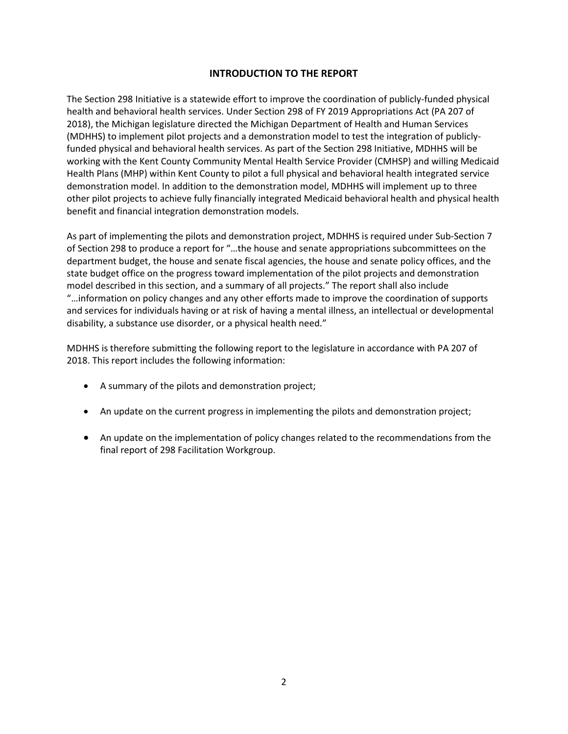## INTRODUCTION TO THE REPORT

The Section 298 Initiative is a statewide effort to improve the coordination of publicly-funded physical health and behavioral health services. Under Section 298 of FY 2019 Appropriations Act (PA 207 of 2018), the Michigan legislature directed the Michigan Department of Health and Human Services (MDHHS) to implement pilot projects and a demonstration model to test the integration of publicly-funded physical and behavioral health services. As part of the Section 298 Initiative, MDHHS will be working with the Kent County Community Mental Health Service Provider (CMHSP) and willing Medicaid Health Plans (MHP) within Kent County to pilot a full physical and behavioral health integrated service demonstration model. In addition to the demonstration model, MDHHS will implement up to three other pilot projects to achieve fully financially integrated Medicaid behavioral health and physical health benefit and financial integration demonstration models.

As part of implementing the pilots and demonstration project, MDHHS is required under Sub-Section 7 of Section 298 to produce a report for "…the house and senate appropriations subcommittees on the department budget, the house and senate fiscal agencies, the house and senate policy offices, and the state budget office on the progress toward implementation of the pilot projects and demonstration model described in this section, and a summary of all projects." The report shall also include "…information on policy changes and any other efforts made to improve the coordination of supports and services for individuals having or at risk of having a mental illness, an intellectual or developmental disability, a substance use disorder, or a physical health need."

MDHHS is therefore submitting the following report to the legislature in accordance with PA 207 of 2018. This report includes the following information:

- A summary of the pilots and demonstration project;
- An update on the current progress in implementing the pilots and demonstration project;
- An update on the implementation of policy changes related to the recommendations from the final report of 298 Facilitation Workgroup.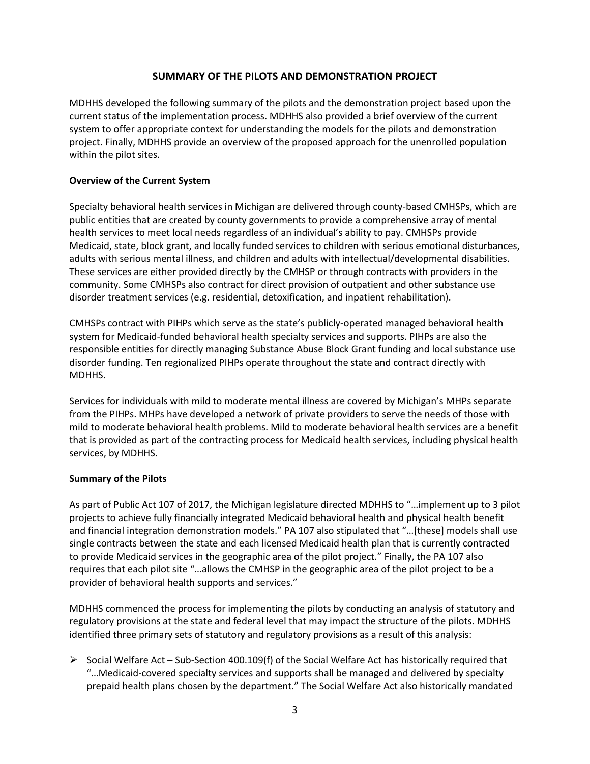## SUMMARY OF THE PILOTS AND DEMONSTRATION PROJECT

MDHHS developed the following summary of the pilots and the demonstration project based upon the current status of the implementation process. MDHHS also provided a brief overview of the current system to offer appropriate context for understanding the models for the pilots and demonstration project. Finally, MDHHS provide an overview of the proposed approach for the unenrolled population within the pilot sites.

**Overview of the Current System**

Specialty behavioral health services in Michigan are delivered through county-based CMHSPs, which are public entities that are created by county governments to provide a comprehensive array of mental health services to meet local needs regardless of an individual's ability to pay. CMHSPs provide Medicaid, state, block grant, and locally funded services to children with serious emotional disturbances, adults with serious mental illness, and children and adults with intellectual/developmental disabilities. These services are either provided directly by the CMHSP or through contracts with providers in the community. Some CMHSPs also contract for direct provision of outpatient and other substance use disorder treatment services (e.g. residential, detoxification, and inpatient rehabilitation).

CMHSPs contract with PIHPs which serve as the state's publicly-operated managed behavioral health system for Medicaid-funded behavioral health specialty services and supports. PIHPs are also the responsible entities for directly managing Substance Abuse Block Grant funding and local substance use disorder funding. Ten regionalized PIHPs operate throughout the state and contract directly with MDHHS.

Services for individuals with mild to moderate mental illness are covered by Michigan's MHPs separate from the PIHPs. MHPs have developed a network of private providers to serve the needs of those with mild to moderate behavioral health problems. Mild to moderate behavioral health services are a benefit that is provided as part of the contracting process for Medicaid health services, including physical health services, by MDHHS.

**Summary of the Pilots**

As part of Public Act 107 of 2017, the Michigan legislature directed MDHHS to "…implement up to 3 pilot projects to achieve fully financially integrated Medicaid behavioral health and physical health benefit and financial integration demonstration models." PA 107 also stipulated that "…[these] models shall use single contracts between the state and each licensed Medicaid health plan that is currently contracted to provide Medicaid services in the geographic area of the pilot project." Finally, the PA 107 also requires that each pilot site "…allows the CMHSP in the geographic area of the pilot project to be a provider of behavioral health supports and services."

MDHHS commenced the process for implementing the pilots by conducting an analysis of statutory and regulatory provisions at the state and federal level that may impact the structure of the pilots. MDHHS identified three primary sets of statutory and regulatory provisions as a result of this analysis:

- Social Welfare Act – Sub-Section 400.109(f) of the Social Welfare Act has historically required that "…Medicaid-covered specialty services and supports shall be managed and delivered by specialty prepaid health plans chosen by the department." The Social Welfare Act also historically mandated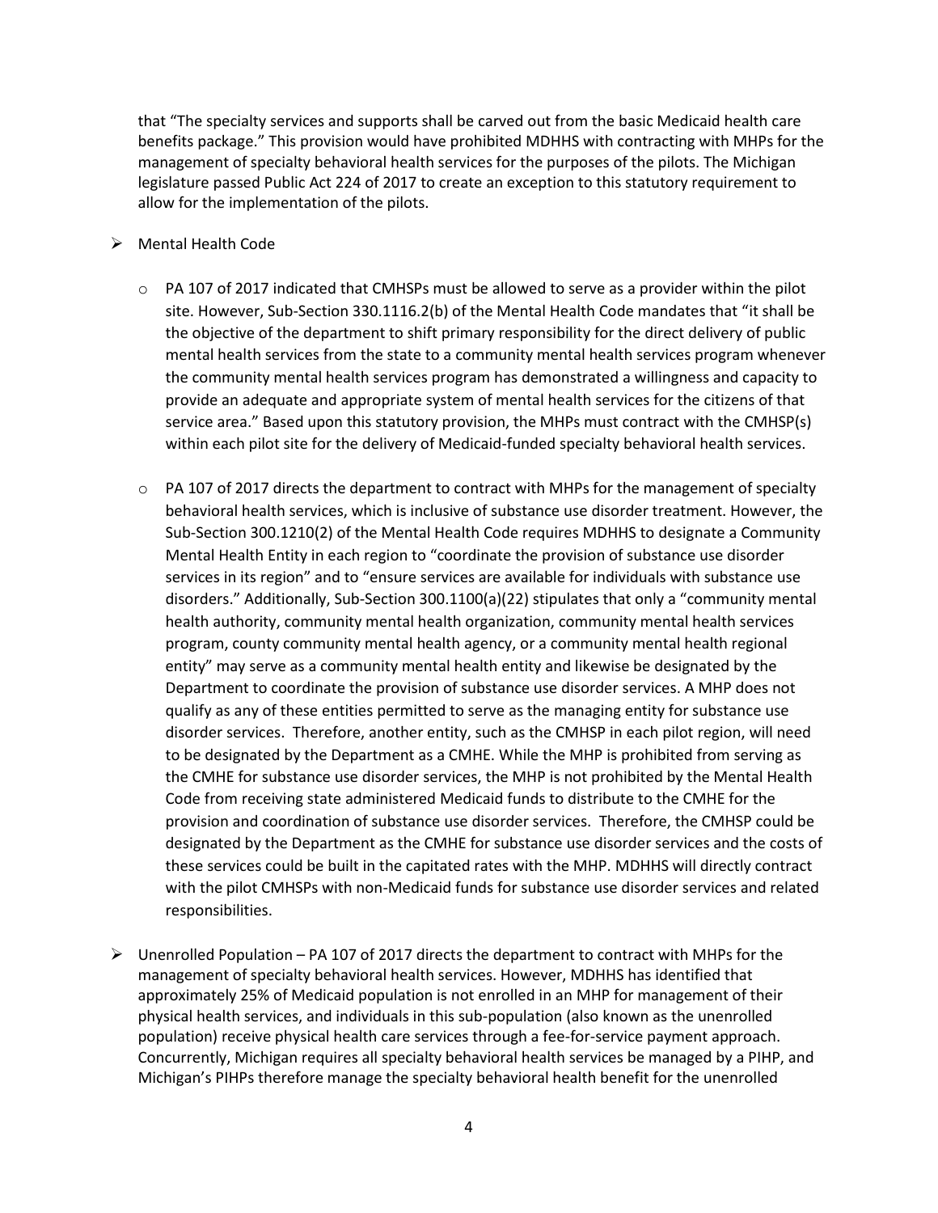that "The specialty services and supports shall be carved out from the basic Medicaid health care benefits package." This provision would have prohibited MDHHS with contracting with MHPs for the management of specialty behavioral health services for the purposes of the pilots. The Michigan legislature passed Public Act 224 of 2017 to create an exception to this statutory requirement to allow for the implementation of the pilots.

- Mental Health Code
  - PA 107 of 2017 indicated that CMHSPs must be allowed to serve as a provider within the pilot site. However, Sub-Section 330.1116.2(b) of the Mental Health Code mandates that "it shall be the objective of the department to shift primary responsibility for the direct delivery of public mental health services from the state to a community mental health services program whenever the community mental health services program has demonstrated a willingness and capacity to provide an adequate and appropriate system of mental health services for the citizens of that service area." Based upon this statutory provision, the MHPs must contract with the CMHSP(s) within each pilot site for the delivery of Medicaid-funded specialty behavioral health services.
  - PA 107 of 2017 directs the department to contract with MHPs for the management of specialty behavioral health services, which is inclusive of substance use disorder treatment. However, the Sub-Section 300.1210(2) of the Mental Health Code requires MDHHS to designate a Community Mental Health Entity in each region to "coordinate the provision of substance use disorder services in its region" and to "ensure services are available for individuals with substance use disorders." Additionally, Sub-Section 300.1100(a)(22) stipulates that only a "community mental health authority, community mental health organization, community mental health services program, county community mental health agency, or a community mental health regional entity" may serve as a community mental health entity and likewise be designated by the Department to coordinate the provision of substance use disorder services. A MHP does not qualify as any of these entities permitted to serve as the managing entity for substance use disorder services. Therefore, another entity, such as the CMHSP in each pilot region, will need to be designated by the Department as a CMHE. While the MHP is prohibited from serving as the CMHE for substance use disorder services, the MHP is not prohibited by the Mental Health Code from receiving state administered Medicaid funds to distribute to the CMHE for the provision and coordination of substance use disorder services. Therefore, the CMHSP could be designated by the Department as the CMHE for substance use disorder services and the costs of these services could be built in the capitated rates with the MHP. MDHHS will directly contract with the pilot CMHSPs with non-Medicaid funds for substance use disorder services and related responsibilities.
- Unenrolled Population – PA 107 of 2017 directs the department to contract with MHPs for the management of specialty behavioral health services. However, MDHHS has identified that approximately 25% of Medicaid population is not enrolled in an MHP for management of their physical health services, and individuals in this sub-population (also known as the unenrolled population) receive physical health care services through a fee-for-service payment approach. Concurrently, Michigan requires all specialty behavioral health services be managed by a PIHP, and Michigan's PIHPs therefore manage the specialty behavioral health benefit for the unenrolled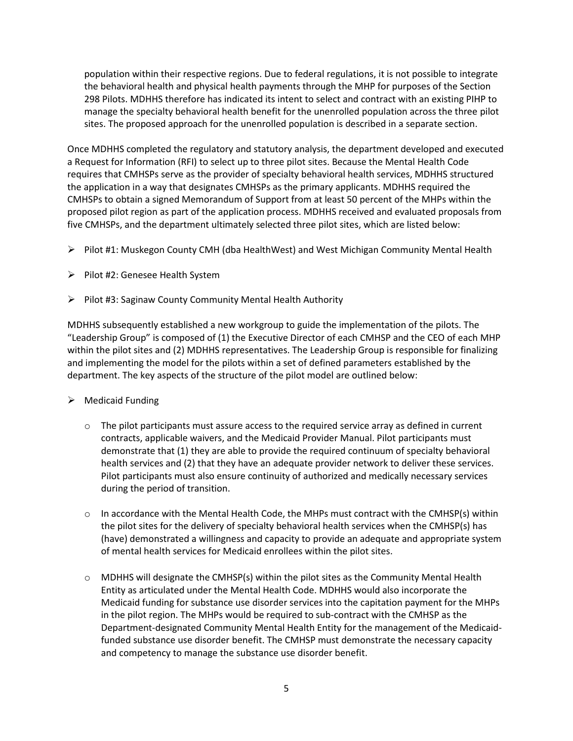population within their respective regions. Due to federal regulations, it is not possible to integrate the behavioral health and physical health payments through the MHP for purposes of the Section 298 Pilots. MDHHS therefore has indicated its intent to select and contract with an existing PIHP to manage the specialty behavioral health benefit for the unenrolled population across the three pilot sites. The proposed approach for the unenrolled population is described in a separate section.

Once MDHHS completed the regulatory and statutory analysis, the department developed and executed a Request for Information (RFI) to select up to three pilot sites. Because the Mental Health Code requires that CMHSPs serve as the provider of specialty behavioral health services, MDHHS structured the application in a way that designates CMHSPs as the primary applicants. MDHHS required the CMHSPs to obtain a signed Memorandum of Support from at least 50 percent of the MHPs within the proposed pilot region as part of the application process. MDHHS received and evaluated proposals from five CMHSPs, and the department ultimately selected three pilot sites, which are listed below:

- Pilot #1: Muskegon County CMH (dba HealthWest) and West Michigan Community Mental Health
- Pilot #2: Genesee Health System
- Pilot #3: Saginaw County Community Mental Health Authority

MDHHS subsequently established a new workgroup to guide the implementation of the pilots. The "Leadership Group" is composed of (1) the Executive Director of each CMHSP and the CEO of each MHP within the pilot sites and (2) MDHHS representatives. The Leadership Group is responsible for finalizing and implementing the model for the pilots within a set of defined parameters established by the department. The key aspects of the structure of the pilot model are outlined below:

- Medicaid Funding
  - The pilot participants must assure access to the required service array as defined in current contracts, applicable waivers, and the Medicaid Provider Manual. Pilot participants must demonstrate that (1) they are able to provide the required continuum of specialty behavioral health services and (2) that they have an adequate provider network to deliver these services. Pilot participants must also ensure continuity of authorized and medically necessary services during the period of transition.
  - In accordance with the Mental Health Code, the MHPs must contract with the CMHSP(s) within the pilot sites for the delivery of specialty behavioral health services when the CMHSP(s) has (have) demonstrated a willingness and capacity to provide an adequate and appropriate system of mental health services for Medicaid enrollees within the pilot sites.
  - MDHHS will designate the CMHSP(s) within the pilot sites as the Community Mental Health Entity as articulated under the Mental Health Code. MDHHS would also incorporate the Medicaid funding for substance use disorder services into the capitation payment for the MHPs in the pilot region. The MHPs would be required to sub-contract with the CMHSP as the Department-designated Community Mental Health Entity for the management of the Medicaid-funded substance use disorder benefit. The CMHSP must demonstrate the necessary capacity and competency to manage the substance use disorder benefit.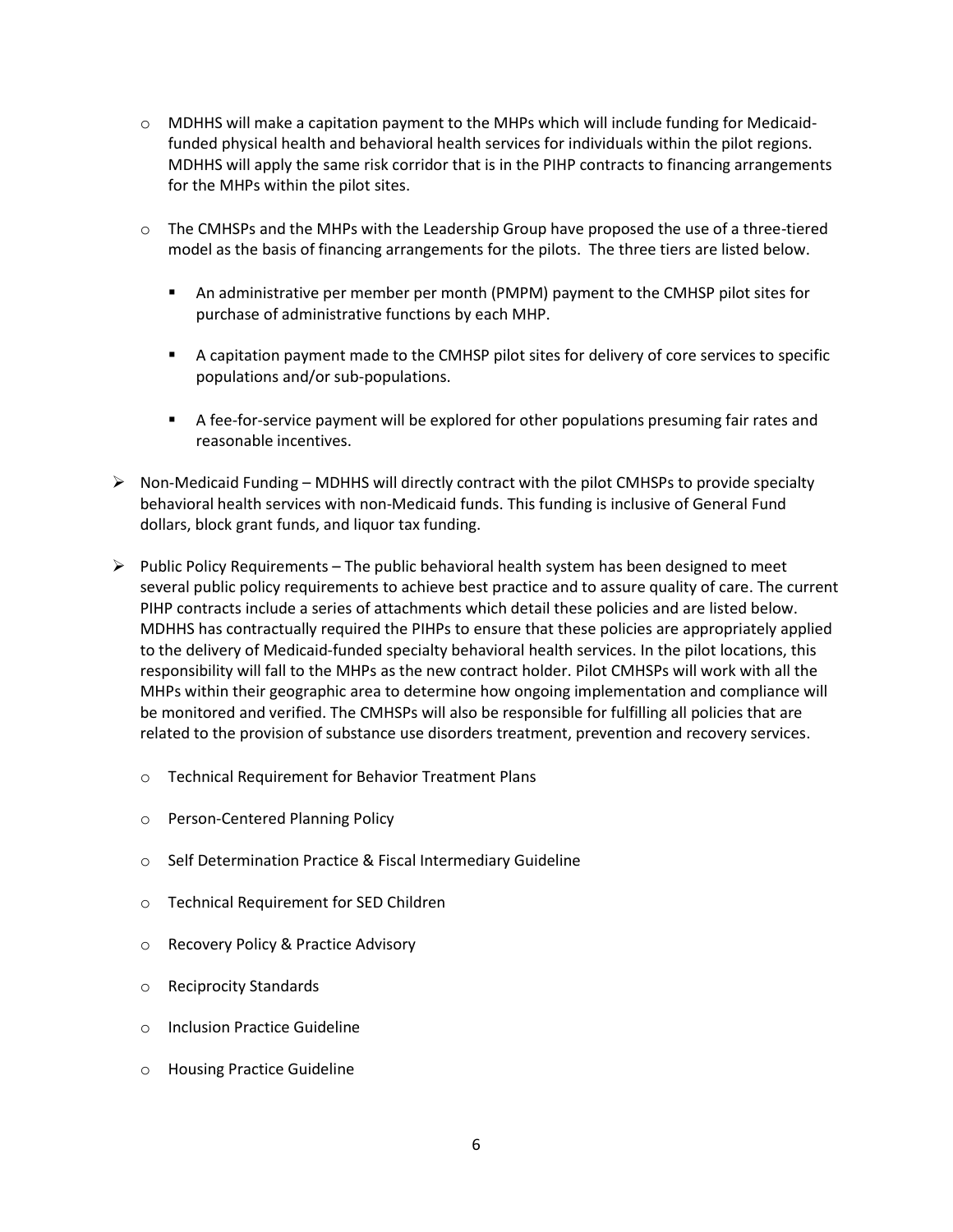- MDHHS will make a capitation payment to the MHPs which will include funding for Medicaid-funded physical health and behavioral health services for individuals within the pilot regions. MDHHS will apply the same risk corridor that is in the PIHP contracts to financing arrangements for the MHPs within the pilot sites.

  - The CMHSPs and the MHPs with the Leadership Group have proposed the use of a three-tiered model as the basis of financing arrangements for the pilots. The three tiers are listed below.

    - An administrative per member per month (PMPM) payment to the CMHSP pilot sites for purchase of administrative functions by each MHP.

    - A capitation payment made to the CMHSP pilot sites for delivery of core services to specific populations and/or sub-populations.

    - A fee-for-service payment will be explored for other populations presuming fair rates and reasonable incentives.

- Non-Medicaid Funding – MDHHS will directly contract with the pilot CMHSPs to provide specialty behavioral health services with non-Medicaid funds. This funding is inclusive of General Fund dollars, block grant funds, and liquor tax funding.

- Public Policy Requirements – The public behavioral health system has been designed to meet several public policy requirements to achieve best practice and to assure quality of care. The current PIHP contracts include a series of attachments which detail these policies and are listed below. MDHHS has contractually required the PIHPs to ensure that these policies are appropriately applied to the delivery of Medicaid-funded specialty behavioral health services. In the pilot locations, this responsibility will fall to the MHPs as the new contract holder. Pilot CMHSPs will work with all the MHPs within their geographic area to determine how ongoing implementation and compliance will be monitored and verified. The CMHSPs will also be responsible for fulfilling all policies that are related to the provision of substance use disorders treatment, prevention and recovery services.

  - Technical Requirement for Behavior Treatment Plans

  - Person-Centered Planning Policy

  - Self Determination Practice & Fiscal Intermediary Guideline

  - Technical Requirement for SED Children

  - Recovery Policy & Practice Advisory

  - Reciprocity Standards

  - Inclusion Practice Guideline

  - Housing Practice Guideline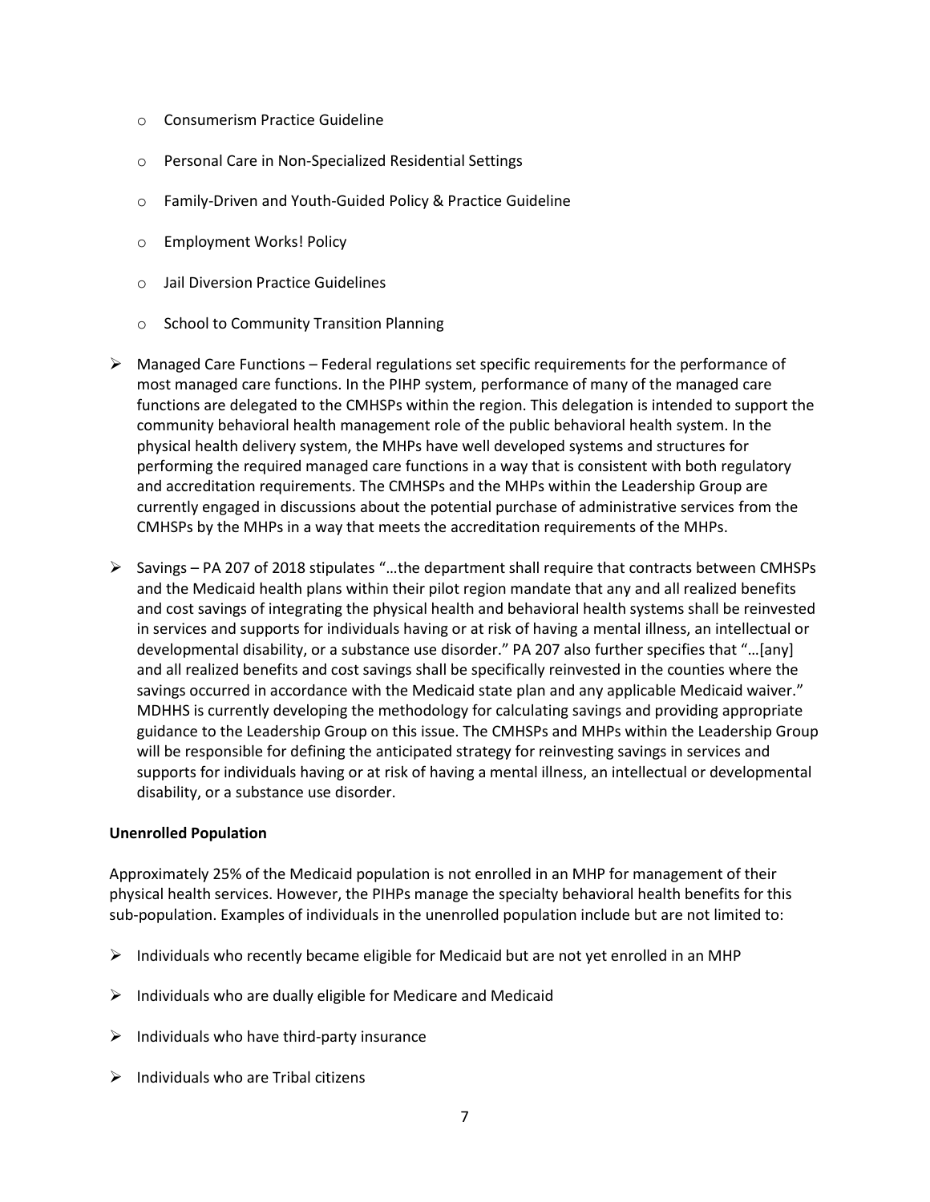- Consumerism Practice Guideline
- Personal Care in Non-Specialized Residential Settings
- Family-Driven and Youth-Guided Policy & Practice Guideline
- Employment Works! Policy
- Jail Diversion Practice Guidelines
- School to Community Transition Planning

- Managed Care Functions – Federal regulations set specific requirements for the performance of most managed care functions. In the PIHP system, performance of many of the managed care functions are delegated to the CMHSPs within the region. This delegation is intended to support the community behavioral health management role of the public behavioral health system. In the physical health delivery system, the MHPs have well developed systems and structures for performing the required managed care functions in a way that is consistent with both regulatory and accreditation requirements. The CMHSPs and the MHPs within the Leadership Group are currently engaged in discussions about the potential purchase of administrative services from the CMHSPs by the MHPs in a way that meets the accreditation requirements of the MHPs.

- Savings – PA 207 of 2018 stipulates "…the department shall require that contracts between CMHSPs and the Medicaid health plans within their pilot region mandate that any and all realized benefits and cost savings of integrating the physical health and behavioral health systems shall be reinvested in services and supports for individuals having or at risk of having a mental illness, an intellectual or developmental disability, or a substance use disorder." PA 207 also further specifies that "…[any] and all realized benefits and cost savings shall be specifically reinvested in the counties where the savings occurred in accordance with the Medicaid state plan and any applicable Medicaid waiver." MDHHS is currently developing the methodology for calculating savings and providing appropriate guidance to the Leadership Group on this issue. The CMHSPs and MHPs within the Leadership Group will be responsible for defining the anticipated strategy for reinvesting savings in services and supports for individuals having or at risk of having a mental illness, an intellectual or developmental disability, or a substance use disorder.

**Unenrolled Population**

Approximately 25% of the Medicaid population is not enrolled in an MHP for management of their physical health services. However, the PIHPs manage the specialty behavioral health benefits for this sub-population. Examples of individuals in the unenrolled population include but are not limited to:

- Individuals who recently became eligible for Medicaid but are not yet enrolled in an MHP
- Individuals who are dually eligible for Medicare and Medicaid
- Individuals who have third-party insurance
- Individuals who are Tribal citizens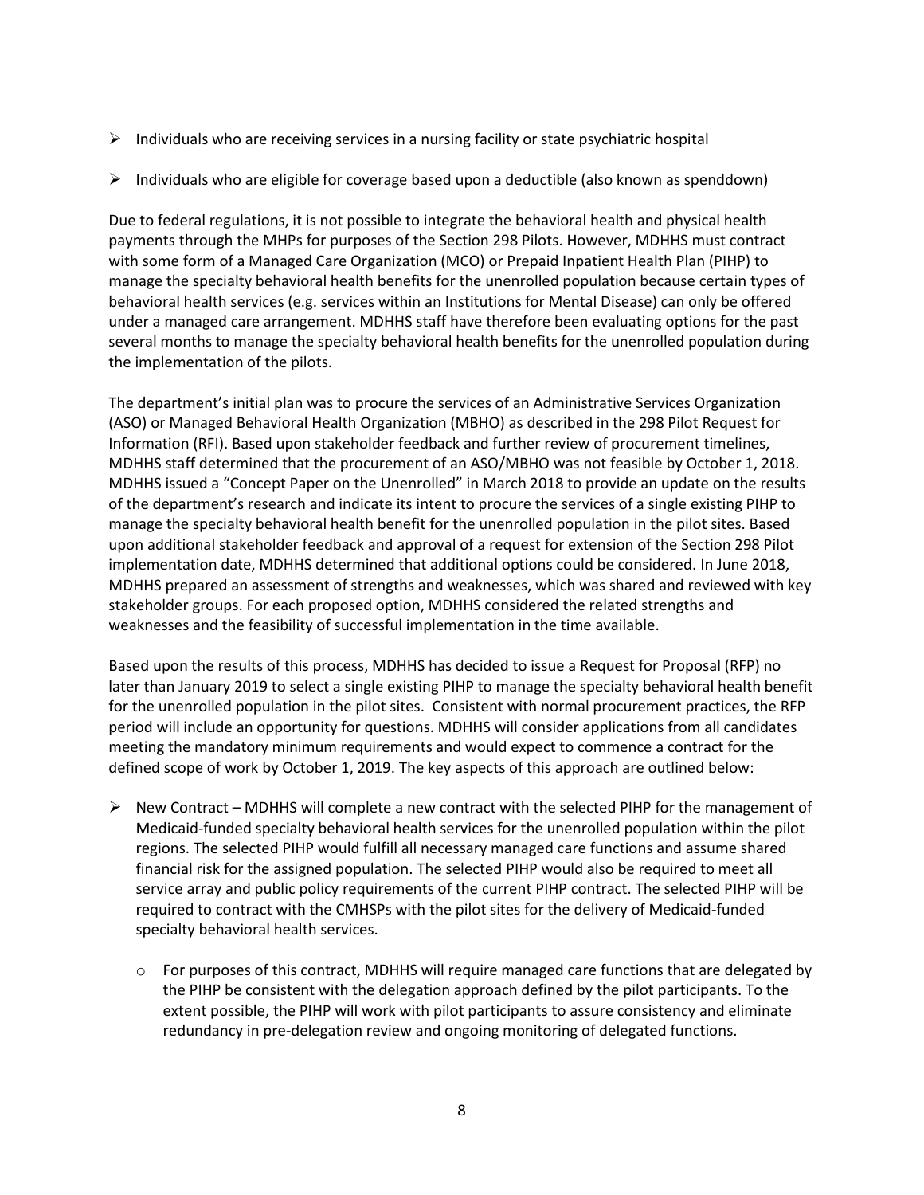- Individuals who are receiving services in a nursing facility or state psychiatric hospital
- Individuals who are eligible for coverage based upon a deductible (also known as spenddown)

Due to federal regulations, it is not possible to integrate the behavioral health and physical health payments through the MHPs for purposes of the Section 298 Pilots. However, MDHHS must contract with some form of a Managed Care Organization (MCO) or Prepaid Inpatient Health Plan (PIHP) to manage the specialty behavioral health benefits for the unenrolled population because certain types of behavioral health services (e.g. services within an Institutions for Mental Disease) can only be offered under a managed care arrangement. MDHHS staff have therefore been evaluating options for the past several months to manage the specialty behavioral health benefits for the unenrolled population during the implementation of the pilots.

The department's initial plan was to procure the services of an Administrative Services Organization (ASO) or Managed Behavioral Health Organization (MBHO) as described in the 298 Pilot Request for Information (RFI). Based upon stakeholder feedback and further review of procurement timelines, MDHHS staff determined that the procurement of an ASO/MBHO was not feasible by October 1, 2018. MDHHS issued a "Concept Paper on the Unenrolled" in March 2018 to provide an update on the results of the department's research and indicate its intent to procure the services of a single existing PIHP to manage the specialty behavioral health benefit for the unenrolled population in the pilot sites. Based upon additional stakeholder feedback and approval of a request for extension of the Section 298 Pilot implementation date, MDHHS determined that additional options could be considered. In June 2018, MDHHS prepared an assessment of strengths and weaknesses, which was shared and reviewed with key stakeholder groups. For each proposed option, MDHHS considered the related strengths and weaknesses and the feasibility of successful implementation in the time available.

Based upon the results of this process, MDHHS has decided to issue a Request for Proposal (RFP) no later than January 2019 to select a single existing PIHP to manage the specialty behavioral health benefit for the unenrolled population in the pilot sites. Consistent with normal procurement practices, the RFP period will include an opportunity for questions. MDHHS will consider applications from all candidates meeting the mandatory minimum requirements and would expect to commence a contract for the defined scope of work by October 1, 2019. The key aspects of this approach are outlined below:

- New Contract – MDHHS will complete a new contract with the selected PIHP for the management of Medicaid-funded specialty behavioral health services for the unenrolled population within the pilot regions. The selected PIHP would fulfill all necessary managed care functions and assume shared financial risk for the assigned population. The selected PIHP would also be required to meet all service array and public policy requirements of the current PIHP contract. The selected PIHP will be required to contract with the CMHSPs with the pilot sites for the delivery of Medicaid-funded specialty behavioral health services.
    - For purposes of this contract, MDHHS will require managed care functions that are delegated by the PIHP be consistent with the delegation approach defined by the pilot participants. To the extent possible, the PIHP will work with pilot participants to assure consistency and eliminate redundancy in pre-delegation review and ongoing monitoring of delegated functions.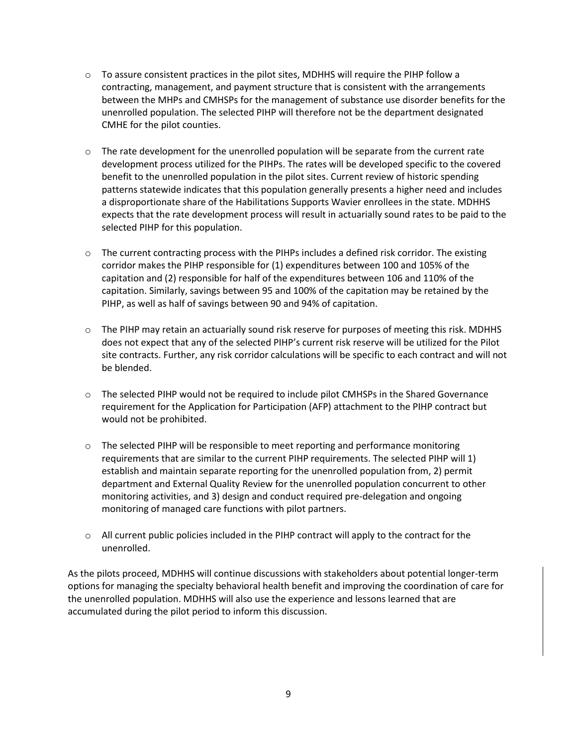- To assure consistent practices in the pilot sites, MDHHS will require the PIHP follow a contracting, management, and payment structure that is consistent with the arrangements between the MHPs and CMHSPs for the management of substance use disorder benefits for the unenrolled population. The selected PIHP will therefore not be the department designated CMHE for the pilot counties.

- The rate development for the unenrolled population will be separate from the current rate development process utilized for the PIHPs. The rates will be developed specific to the covered benefit to the unenrolled population in the pilot sites. Current review of historic spending patterns statewide indicates that this population generally presents a higher need and includes a disproportionate share of the Habilitations Supports Wavier enrollees in the state. MDHHS expects that the rate development process will result in actuarially sound rates to be paid to the selected PIHP for this population.

- The current contracting process with the PIHPs includes a defined risk corridor. The existing corridor makes the PIHP responsible for (1) expenditures between 100 and 105% of the capitation and (2) responsible for half of the expenditures between 106 and 110% of the capitation. Similarly, savings between 95 and 100% of the capitation may be retained by the PIHP, as well as half of savings between 90 and 94% of capitation.

- The PIHP may retain an actuarially sound risk reserve for purposes of meeting this risk. MDHHS does not expect that any of the selected PIHP's current risk reserve will be utilized for the Pilot site contracts. Further, any risk corridor calculations will be specific to each contract and will not be blended.

- The selected PIHP would not be required to include pilot CMHSPs in the Shared Governance requirement for the Application for Participation (AFP) attachment to the PIHP contract but would not be prohibited.

- The selected PIHP will be responsible to meet reporting and performance monitoring requirements that are similar to the current PIHP requirements. The selected PIHP will 1) establish and maintain separate reporting for the unenrolled population from, 2) permit department and External Quality Review for the unenrolled population concurrent to other monitoring activities, and 3) design and conduct required pre-delegation and ongoing monitoring of managed care functions with pilot partners.

- All current public policies included in the PIHP contract will apply to the contract for the unenrolled.

As the pilots proceed, MDHHS will continue discussions with stakeholders about potential longer-term options for managing the specialty behavioral health benefit and improving the coordination of care for the unenrolled population. MDHHS will also use the experience and lessons learned that are accumulated during the pilot period to inform this discussion.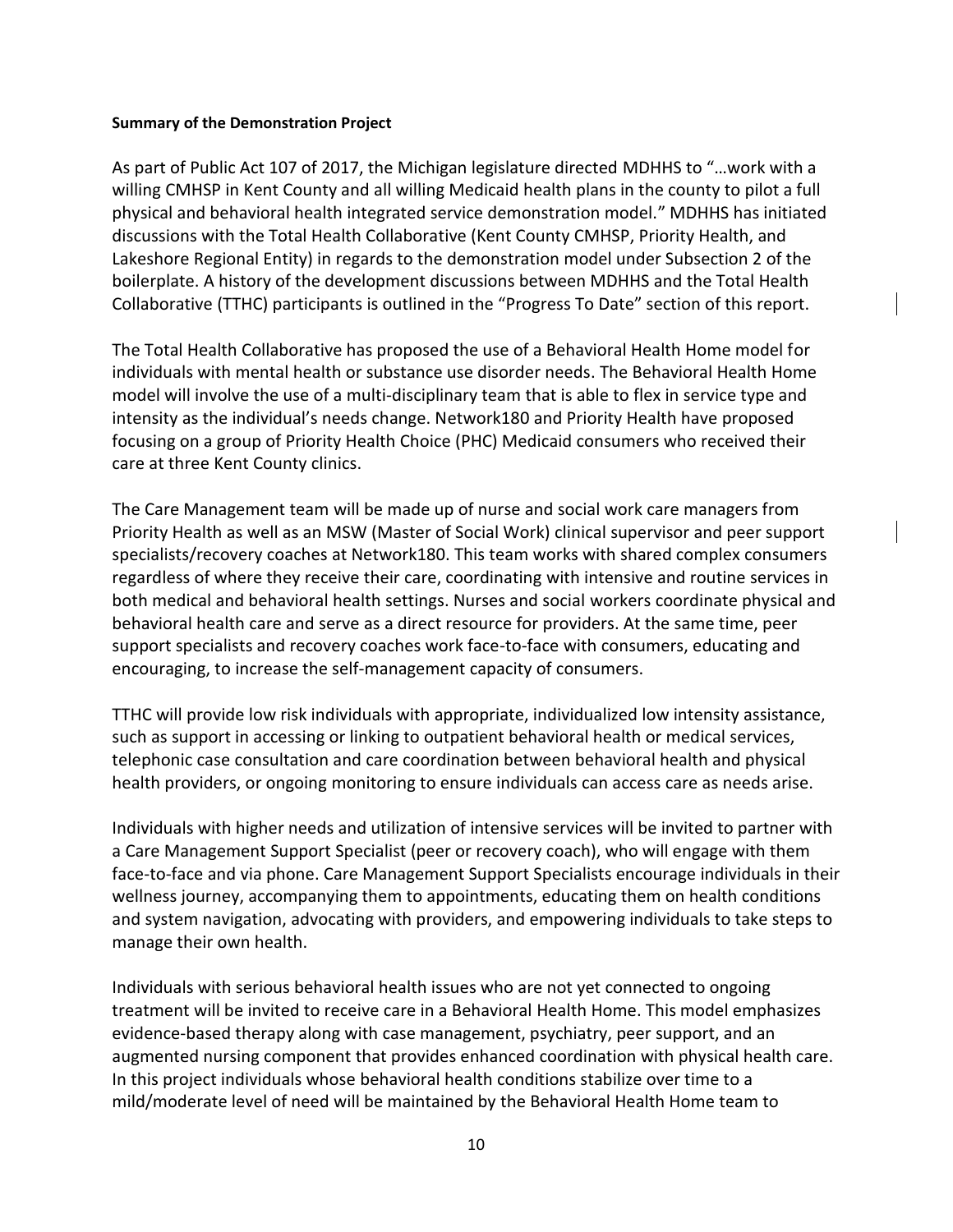**Summary of the Demonstration Project**

As part of Public Act 107 of 2017, the Michigan legislature directed MDHHS to "…work with a willing CMHSP in Kent County and all willing Medicaid health plans in the county to pilot a full physical and behavioral health integrated service demonstration model." MDHHS has initiated discussions with the Total Health Collaborative (Kent County CMHSP, Priority Health, and Lakeshore Regional Entity) in regards to the demonstration model under Subsection 2 of the boilerplate. A history of the development discussions between MDHHS and the Total Health Collaborative (TTHC) participants is outlined in the "Progress To Date" section of this report.

The Total Health Collaborative has proposed the use of a Behavioral Health Home model for individuals with mental health or substance use disorder needs. The Behavioral Health Home model will involve the use of a multi-disciplinary team that is able to flex in service type and intensity as the individual's needs change. Network180 and Priority Health have proposed focusing on a group of Priority Health Choice (PHC) Medicaid consumers who received their care at three Kent County clinics.

The Care Management team will be made up of nurse and social work care managers from Priority Health as well as an MSW (Master of Social Work) clinical supervisor and peer support specialists/recovery coaches at Network180. This team works with shared complex consumers regardless of where they receive their care, coordinating with intensive and routine services in both medical and behavioral health settings. Nurses and social workers coordinate physical and behavioral health care and serve as a direct resource for providers. At the same time, peer support specialists and recovery coaches work face-to-face with consumers, educating and encouraging, to increase the self-management capacity of consumers.

TTHC will provide low risk individuals with appropriate, individualized low intensity assistance, such as support in accessing or linking to outpatient behavioral health or medical services, telephonic case consultation and care coordination between behavioral health and physical health providers, or ongoing monitoring to ensure individuals can access care as needs arise.

Individuals with higher needs and utilization of intensive services will be invited to partner with a Care Management Support Specialist (peer or recovery coach), who will engage with them face-to-face and via phone. Care Management Support Specialists encourage individuals in their wellness journey, accompanying them to appointments, educating them on health conditions and system navigation, advocating with providers, and empowering individuals to take steps to manage their own health.

Individuals with serious behavioral health issues who are not yet connected to ongoing treatment will be invited to receive care in a Behavioral Health Home. This model emphasizes evidence-based therapy along with case management, psychiatry, peer support, and an augmented nursing component that provides enhanced coordination with physical health care. In this project individuals whose behavioral health conditions stabilize over time to a mild/moderate level of need will be maintained by the Behavioral Health Home team to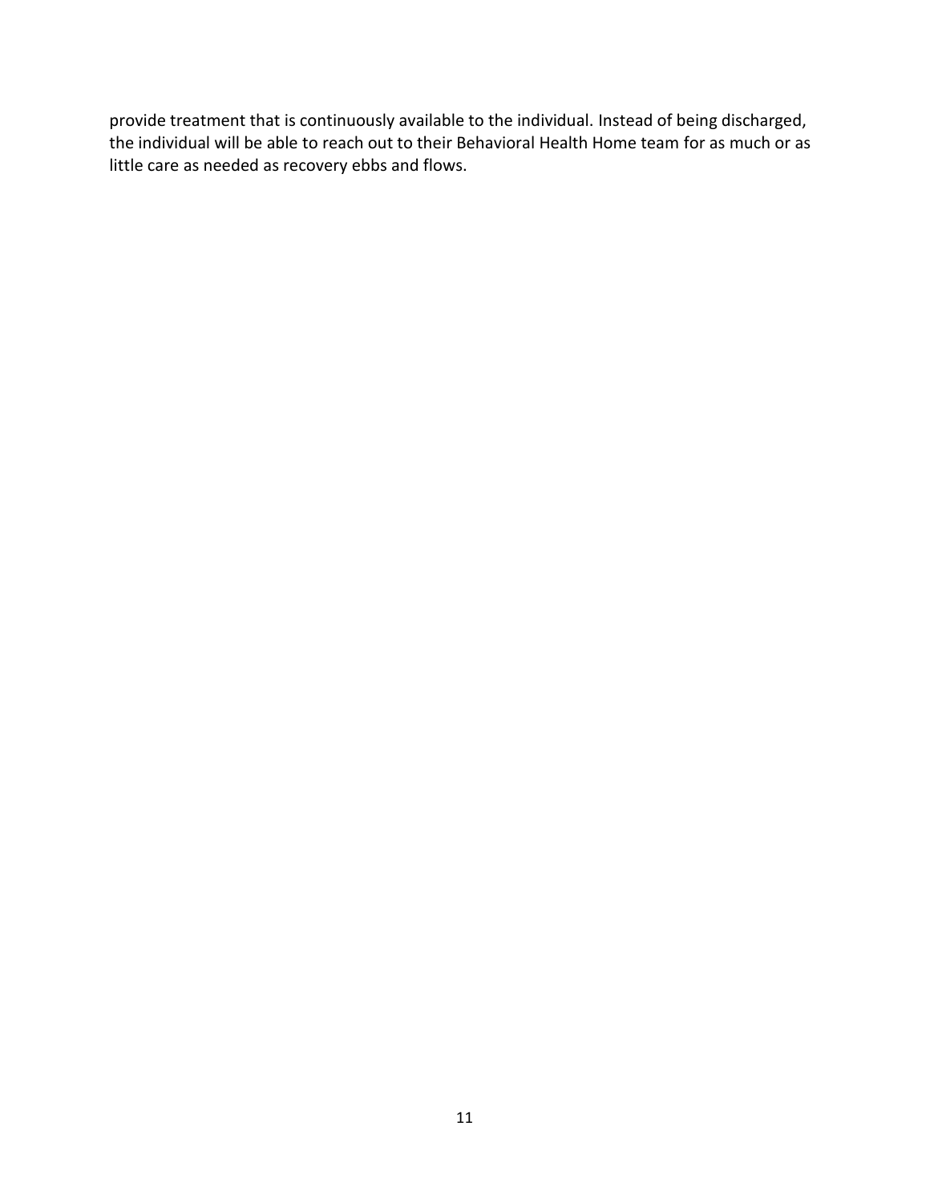provide treatment that is continuously available to the individual. Instead of being discharged, the individual will be able to reach out to their Behavioral Health Home team for as much or as little care as needed as recovery ebbs and flows.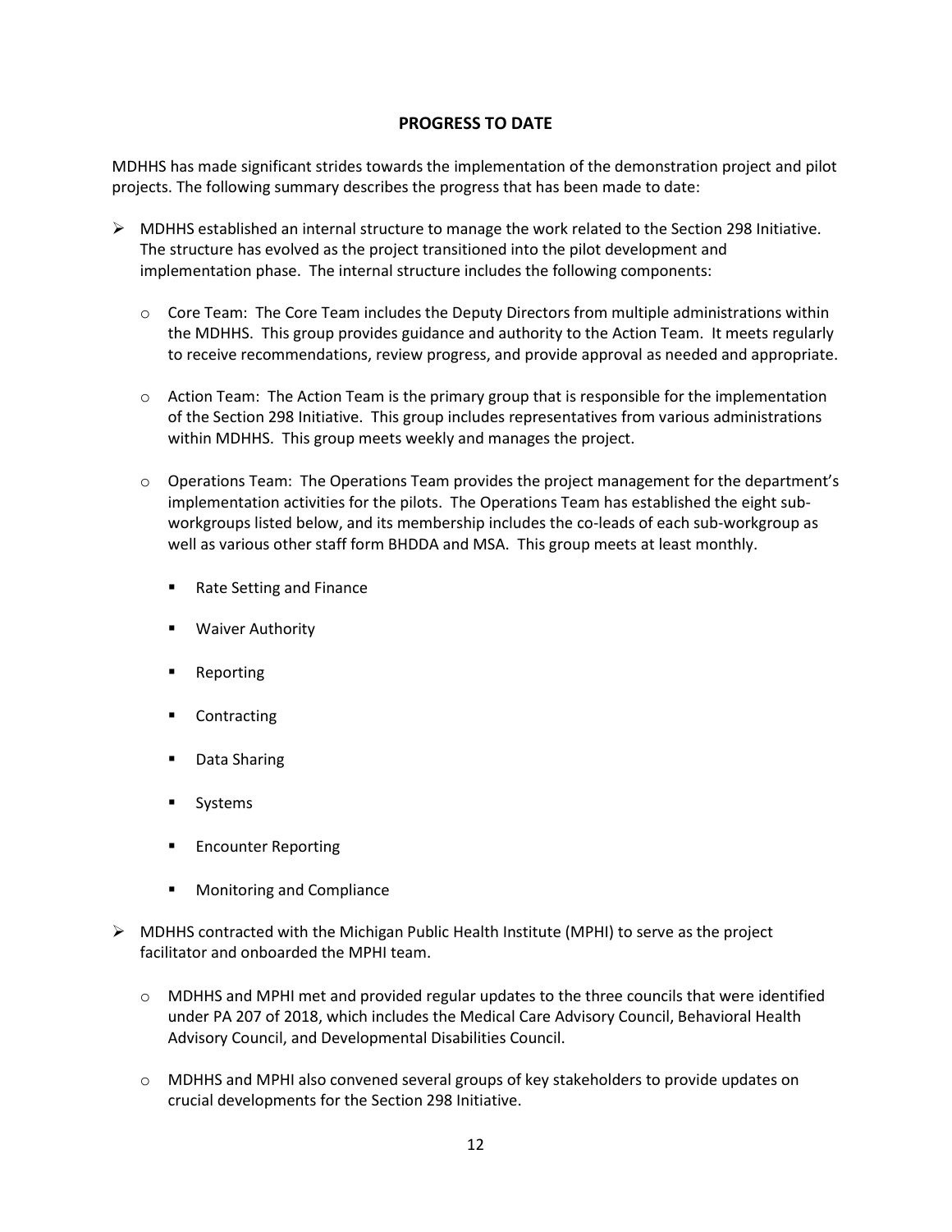## PROGRESS TO DATE

MDHHS has made significant strides towards the implementation of the demonstration project and pilot projects. The following summary describes the progress that has been made to date:

- MDHHS established an internal structure to manage the work related to the Section 298 Initiative. The structure has evolved as the project transitioned into the pilot development and implementation phase. The internal structure includes the following components:
  - Core Team: The Core Team includes the Deputy Directors from multiple administrations within the MDHHS. This group provides guidance and authority to the Action Team. It meets regularly to receive recommendations, review progress, and provide approval as needed and appropriate.
  - Action Team: The Action Team is the primary group that is responsible for the implementation of the Section 298 Initiative. This group includes representatives from various administrations within MDHHS. This group meets weekly and manages the project.
  - Operations Team: The Operations Team provides the project management for the department's implementation activities for the pilots. The Operations Team has established the eight sub-workgroups listed below, and its membership includes the co-leads of each sub-workgroup as well as various other staff form BHDDA and MSA. This group meets at least monthly.
    - Rate Setting and Finance
    - Waiver Authority
    - Reporting
    - Contracting
    - Data Sharing
    - Systems
    - Encounter Reporting
    - Monitoring and Compliance
- MDHHS contracted with the Michigan Public Health Institute (MPHI) to serve as the project facilitator and onboarded the MPHI team.
  - MDHHS and MPHI met and provided regular updates to the three councils that were identified under PA 207 of 2018, which includes the Medical Care Advisory Council, Behavioral Health Advisory Council, and Developmental Disabilities Council.
  - MDHHS and MPHI also convened several groups of key stakeholders to provide updates on crucial developments for the Section 298 Initiative.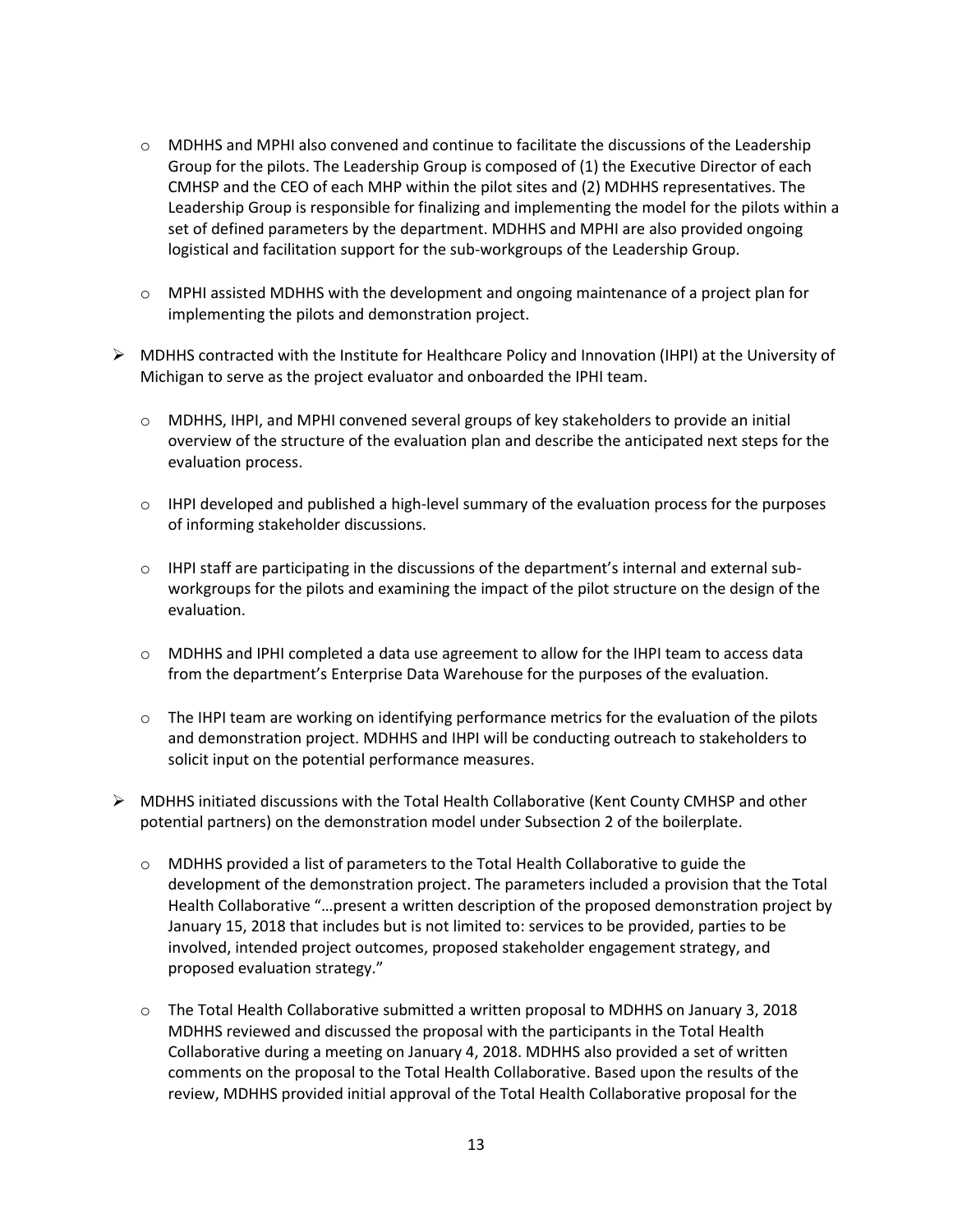- MDHHS and MPHI also convened and continue to facilitate the discussions of the Leadership Group for the pilots. The Leadership Group is composed of (1) the Executive Director of each CMHSP and the CEO of each MHP within the pilot sites and (2) MDHHS representatives. The Leadership Group is responsible for finalizing and implementing the model for the pilots within a set of defined parameters by the department. MDHHS and MPHI are also provided ongoing logistical and facilitation support for the sub-workgroups of the Leadership Group.

- MPHI assisted MDHHS with the development and ongoing maintenance of a project plan for implementing the pilots and demonstration project.

- MDHHS contracted with the Institute for Healthcare Policy and Innovation (IHPI) at the University of Michigan to serve as the project evaluator and onboarded the IPHI team.

  - MDHHS, IHPI, and MPHI convened several groups of key stakeholders to provide an initial overview of the structure of the evaluation plan and describe the anticipated next steps for the evaluation process.

  - IHPI developed and published a high-level summary of the evaluation process for the purposes of informing stakeholder discussions.

  - IHPI staff are participating in the discussions of the department's internal and external sub-workgroups for the pilots and examining the impact of the pilot structure on the design of the evaluation.

  - MDHHS and IPHI completed a data use agreement to allow for the IHPI team to access data from the department's Enterprise Data Warehouse for the purposes of the evaluation.

  - The IHPI team are working on identifying performance metrics for the evaluation of the pilots and demonstration project. MDHHS and IHPI will be conducting outreach to stakeholders to solicit input on the potential performance measures.

- MDHHS initiated discussions with the Total Health Collaborative (Kent County CMHSP and other potential partners) on the demonstration model under Subsection 2 of the boilerplate.

  - MDHHS provided a list of parameters to the Total Health Collaborative to guide the development of the demonstration project. The parameters included a provision that the Total Health Collaborative "…present a written description of the proposed demonstration project by January 15, 2018 that includes but is not limited to: services to be provided, parties to be involved, intended project outcomes, proposed stakeholder engagement strategy, and proposed evaluation strategy."

  - The Total Health Collaborative submitted a written proposal to MDHHS on January 3, 2018 MDHHS reviewed and discussed the proposal with the participants in the Total Health Collaborative during a meeting on January 4, 2018. MDHHS also provided a set of written comments on the proposal to the Total Health Collaborative. Based upon the results of the review, MDHHS provided initial approval of the Total Health Collaborative proposal for the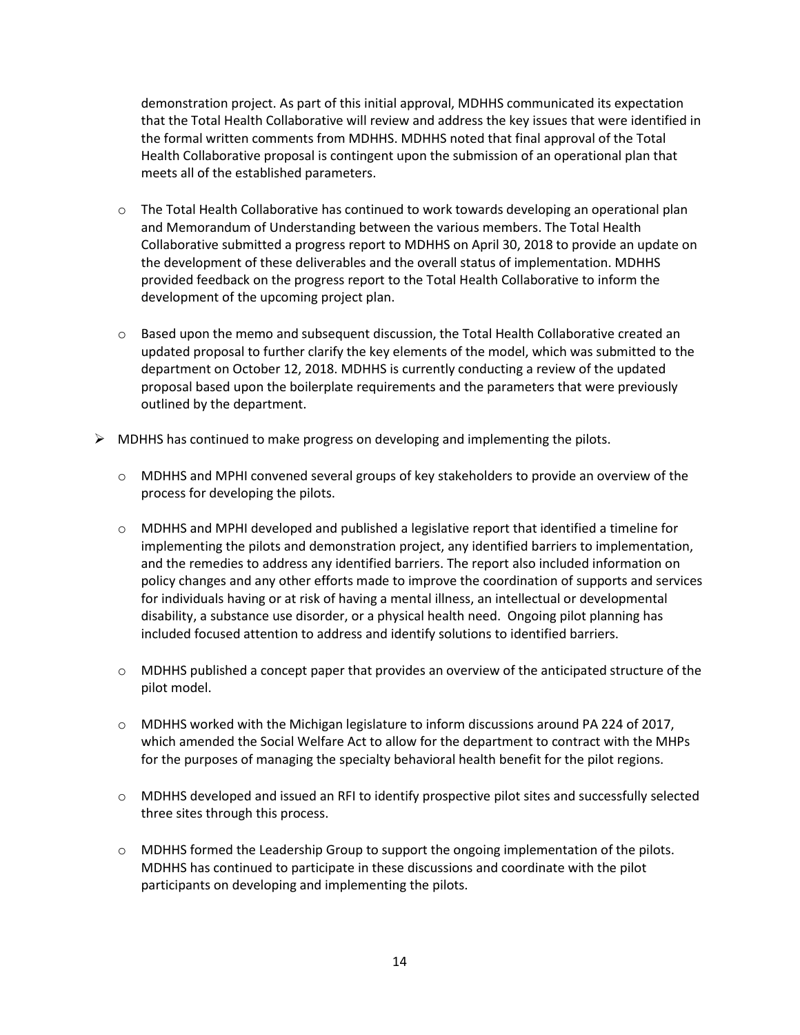demonstration project. As part of this initial approval, MDHHS communicated its expectation that the Total Health Collaborative will review and address the key issues that were identified in the formal written comments from MDHHS. MDHHS noted that final approval of the Total Health Collaborative proposal is contingent upon the submission of an operational plan that meets all of the established parameters.

  - The Total Health Collaborative has continued to work towards developing an operational plan and Memorandum of Understanding between the various members. The Total Health Collaborative submitted a progress report to MDHHS on April 30, 2018 to provide an update on the development of these deliverables and the overall status of implementation. MDHHS provided feedback on the progress report to the Total Health Collaborative to inform the development of the upcoming project plan.

  - Based upon the memo and subsequent discussion, the Total Health Collaborative created an updated proposal to further clarify the key elements of the model, which was submitted to the department on October 12, 2018. MDHHS is currently conducting a review of the updated proposal based upon the boilerplate requirements and the parameters that were previously outlined by the department.

- MDHHS has continued to make progress on developing and implementing the pilots.

  - MDHHS and MPHI convened several groups of key stakeholders to provide an overview of the process for developing the pilots.

  - MDHHS and MPHI developed and published a legislative report that identified a timeline for implementing the pilots and demonstration project, any identified barriers to implementation, and the remedies to address any identified barriers. The report also included information on policy changes and any other efforts made to improve the coordination of supports and services for individuals having or at risk of having a mental illness, an intellectual or developmental disability, a substance use disorder, or a physical health need. Ongoing pilot planning has included focused attention to address and identify solutions to identified barriers.

  - MDHHS published a concept paper that provides an overview of the anticipated structure of the pilot model.

  - MDHHS worked with the Michigan legislature to inform discussions around PA 224 of 2017, which amended the Social Welfare Act to allow for the department to contract with the MHPs for the purposes of managing the specialty behavioral health benefit for the pilot regions.

  - MDHHS developed and issued an RFI to identify prospective pilot sites and successfully selected three sites through this process.

  - MDHHS formed the Leadership Group to support the ongoing implementation of the pilots. MDHHS has continued to participate in these discussions and coordinate with the pilot participants on developing and implementing the pilots.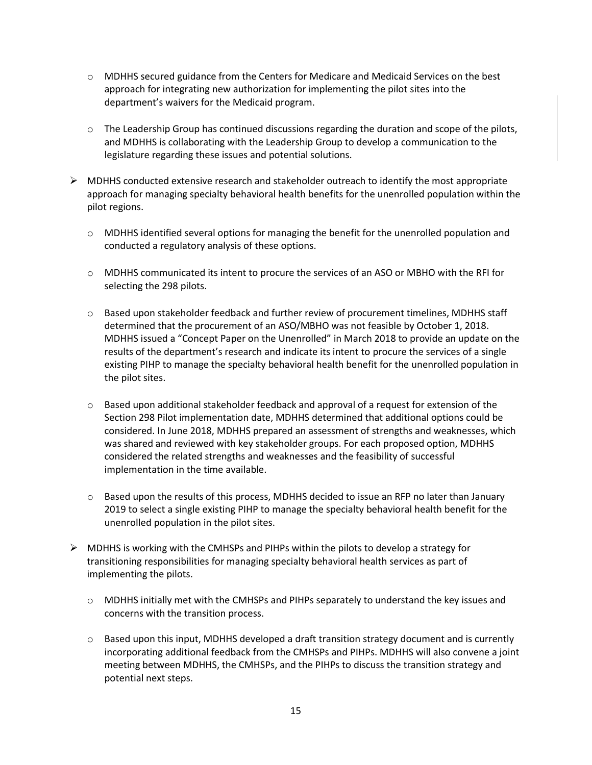- MDHHS secured guidance from the Centers for Medicare and Medicaid Services on the best approach for integrating new authorization for implementing the pilot sites into the department's waivers for the Medicaid program.

  - The Leadership Group has continued discussions regarding the duration and scope of the pilots, and MDHHS is collaborating with the Leadership Group to develop a communication to the legislature regarding these issues and potential solutions.

- MDHHS conducted extensive research and stakeholder outreach to identify the most appropriate approach for managing specialty behavioral health benefits for the unenrolled population within the pilot regions.

  - MDHHS identified several options for managing the benefit for the unenrolled population and conducted a regulatory analysis of these options.

  - MDHHS communicated its intent to procure the services of an ASO or MBHO with the RFI for selecting the 298 pilots.

  - Based upon stakeholder feedback and further review of procurement timelines, MDHHS staff determined that the procurement of an ASO/MBHO was not feasible by October 1, 2018. MDHHS issued a "Concept Paper on the Unenrolled" in March 2018 to provide an update on the results of the department's research and indicate its intent to procure the services of a single existing PIHP to manage the specialty behavioral health benefit for the unenrolled population in the pilot sites.

  - Based upon additional stakeholder feedback and approval of a request for extension of the Section 298 Pilot implementation date, MDHHS determined that additional options could be considered. In June 2018, MDHHS prepared an assessment of strengths and weaknesses, which was shared and reviewed with key stakeholder groups. For each proposed option, MDHHS considered the related strengths and weaknesses and the feasibility of successful implementation in the time available.

  - Based upon the results of this process, MDHHS decided to issue an RFP no later than January 2019 to select a single existing PIHP to manage the specialty behavioral health benefit for the unenrolled population in the pilot sites.

- MDHHS is working with the CMHSPs and PIHPs within the pilots to develop a strategy for transitioning responsibilities for managing specialty behavioral health services as part of implementing the pilots.

  - MDHHS initially met with the CMHSPs and PIHPs separately to understand the key issues and concerns with the transition process.

  - Based upon this input, MDHHS developed a draft transition strategy document and is currently incorporating additional feedback from the CMHSPs and PIHPs. MDHHS will also convene a joint meeting between MDHHS, the CMHSPs, and the PIHPs to discuss the transition strategy and potential next steps.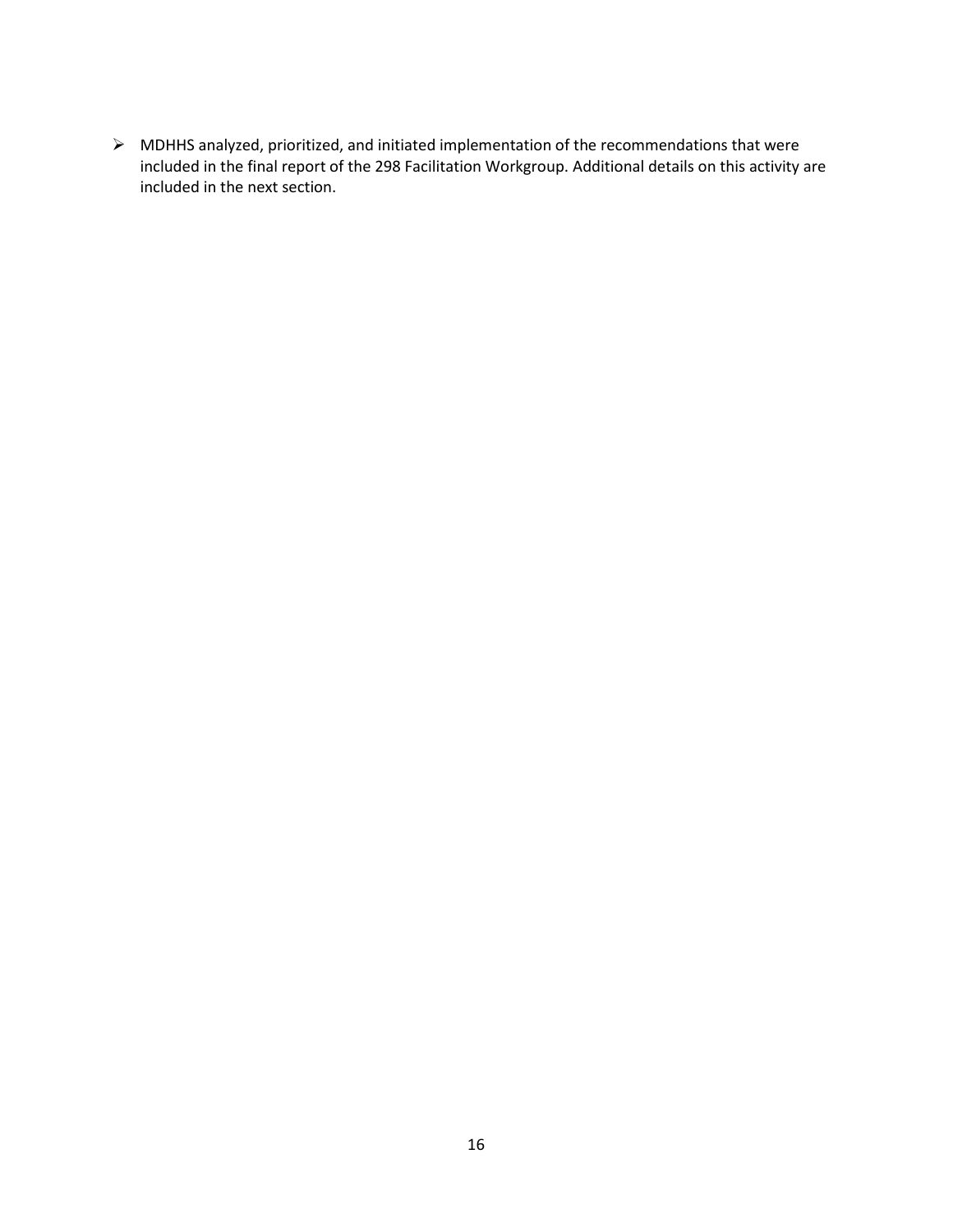- MDHHS analyzed, prioritized, and initiated implementation of the recommendations that were included in the final report of the 298 Facilitation Workgroup. Additional details on this activity are included in the next section.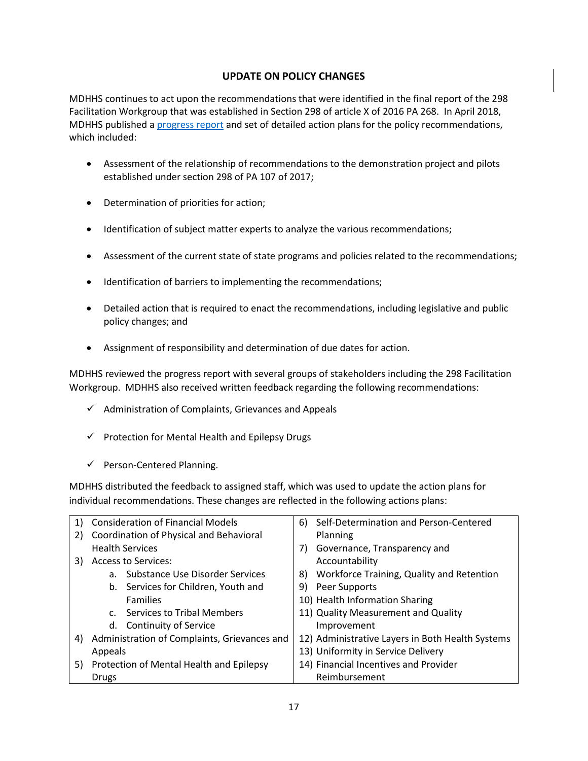## UPDATE ON POLICY CHANGES

MDHHS continues to act upon the recommendations that were identified in the final report of the 298 Facilitation Workgroup that was established in Section 298 of article X of 2016 PA 268. In April 2018, MDHHS published a [progress report]() and set of detailed action plans for the policy recommendations, which included:

- Assessment of the relationship of recommendations to the demonstration project and pilots established under section 298 of PA 107 of 2017;
- Determination of priorities for action;
- Identification of subject matter experts to analyze the various recommendations;
- Assessment of the current state of state programs and policies related to the recommendations;
- Identification of barriers to implementing the recommendations;
- Detailed action that is required to enact the recommendations, including legislative and public policy changes; and
- Assignment of responsibility and determination of due dates for action.

MDHHS reviewed the progress report with several groups of stakeholders including the 298 Facilitation Workgroup. MDHHS also received written feedback regarding the following recommendations:

- ✓ Administration of Complaints, Grievances and Appeals
- ✓ Protection for Mental Health and Epilepsy Drugs
- ✓ Person-Centered Planning.

MDHHS distributed the feedback to assigned staff, which was used to update the action plans for individual recommendations. These changes are reflected in the following actions plans:

1) Consideration of Financial Models
2) Coordination of Physical and Behavioral Health Services
3) Access to Services:
   a. Substance Use Disorder Services
   b. Services for Children, Youth and Families
   c. Services to Tribal Members
   d. Continuity of Service
4) Administration of Complaints, Grievances and Appeals
5) Protection of Mental Health and Epilepsy Drugs
6) Self-Determination and Person-Centered Planning
7) Governance, Transparency and Accountability
8) Workforce Training, Quality and Retention
9) Peer Supports
10) Health Information Sharing
11) Quality Measurement and Quality Improvement
12) Administrative Layers in Both Health Systems
13) Uniformity in Service Delivery
14) Financial Incentives and Provider Reimbursement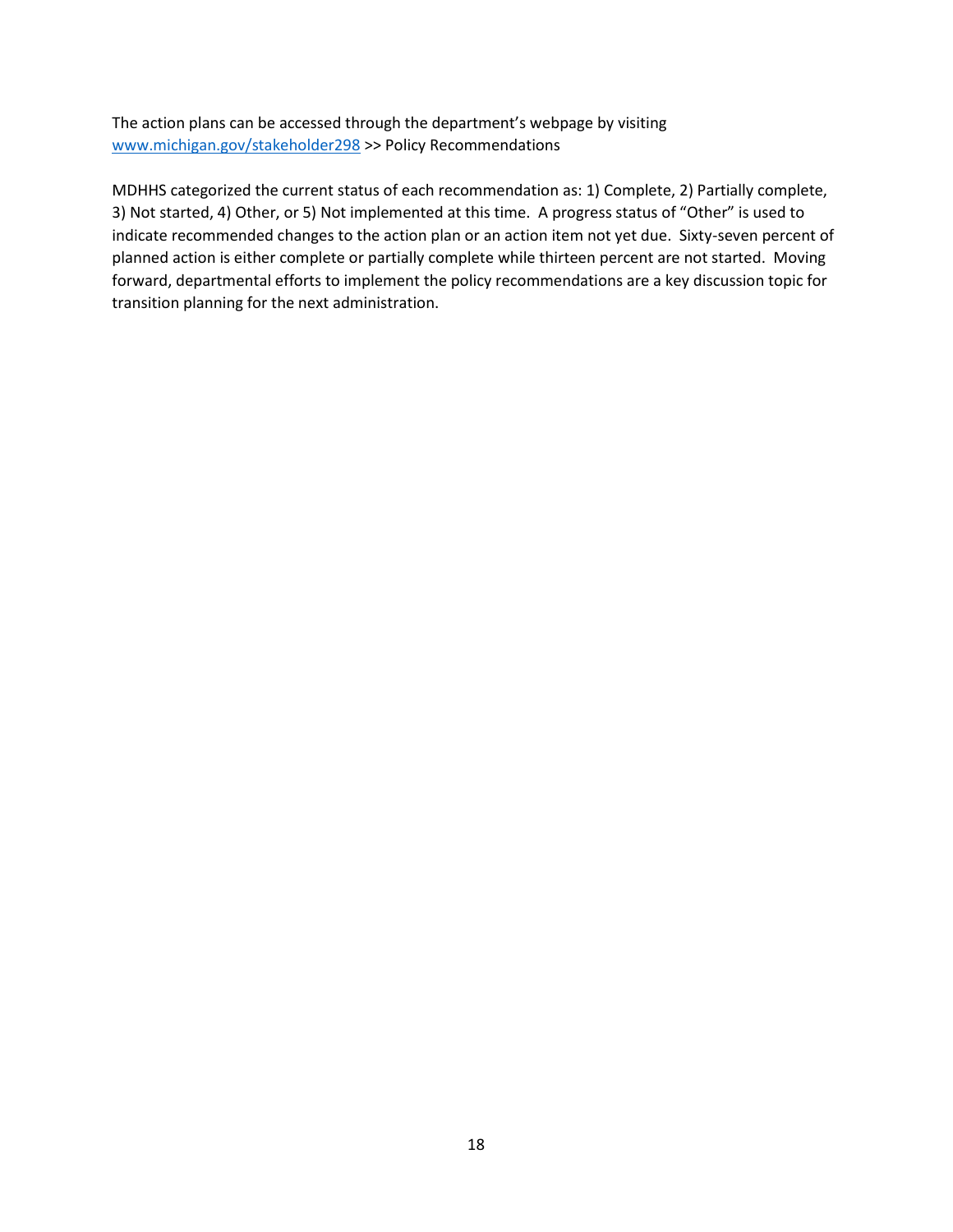The action plans can be accessed through the department's webpage by visiting [www.michigan.gov/stakeholder298](http://www.michigan.gov/stakeholder298) >> Policy Recommendations

MDHHS categorized the current status of each recommendation as: 1) Complete, 2) Partially complete, 3) Not started, 4) Other, or 5) Not implemented at this time. A progress status of "Other" is used to indicate recommended changes to the action plan or an action item not yet due. Sixty-seven percent of planned action is either complete or partially complete while thirteen percent are not started. Moving forward, departmental efforts to implement the policy recommendations are a key discussion topic for transition planning for the next administration.